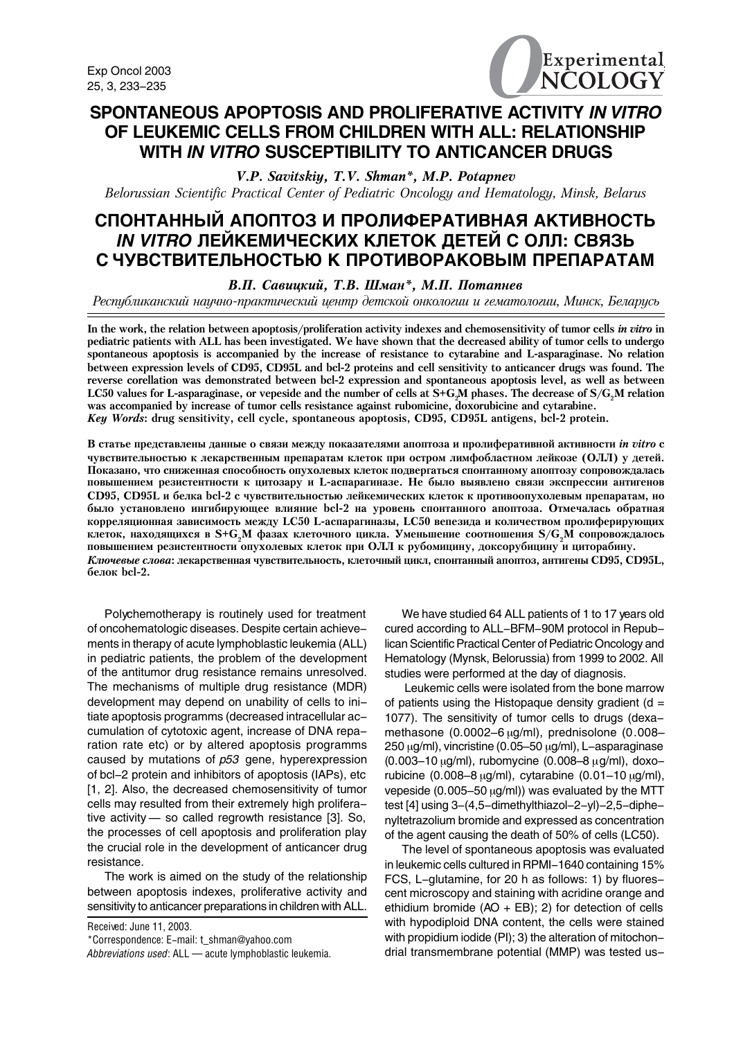# SPONTANEOUS APOPTOSIS AND PROLIFERATIVE ACTIVITY *IN VITRO* OF LEUKEMIC CELLS FROM CHILDREN WITH ALL: RELATIONSHIP WITH *IN VITRO* SUSCEPTIBILITY TO ANTICANCER DRUGS

***V.P. Savitskiy, T.V. Shman\*, M.P. Potapnev***

*Belorussian Scientific Practical Center of Pediatric Oncology and Hematology, Minsk, Belarus*

# СПОНТАННЫЙ АПОПТОЗ И ПРОЛИФЕРАТИВНАЯ АКТИВНОСТЬ *IN VITRO* ЛЕЙКЕМИЧЕСКИХ КЛЕТОК ДЕТЕЙ С ОЛЛ: СВЯЗЬ С ЧУВСТВИТЕЛЬНОСТЬЮ К ПРОТИВОРАКОВЫМ ПРЕПАРАТАМ

***В.П. Савицкий, Т.В. Шман\*, М.П. Потапнев***

*Республиканский научно-практический центр детской онкологии и гематологии, Минск, Беларусь*

**In the work, the relation between apoptosis/proliferation activity indexes and chemosensitivity of tumor cells *in vitro* in pediatric patients with ALL has been investigated. We have shown that the decreased ability of tumor cells to undergo spontaneous apoptosis is accompanied by the increase of resistance to cytarabine and L-asparaginase. No relation between expression levels of CD95, CD95L and bcl-2 proteins and cell sensitivity to anticancer drugs was found. The reverse corellation was demonstrated between bcl-2 expression and spontaneous apoptosis level, as well as between LC50 values for L-asparaginase, or vepeside and the number of cells at S+$G_2$M phases. The decrease of S/$G_2$M relation was accompanied by increase of tumor cells resistance against rubomicine, doxorubicine and cytarabine.**
***Key Words*: drug sensitivity, cell cycle, spontaneous apoptosis, CD95, CD95L antigens, bcl-2 protein.**

**В статье представлены данные о связи между показателями апоптоза и пролиферативной активности *in vitro* с чувствительностью к лекарственным препаратам клеток при остром лимфобластном лейкозе (ОЛЛ) у детей. Показано, что сниженная способность опухолевых клеток подвергаться спонтанному апоптозу сопровождалась повышением резистентности к цитозару и L-аспарагиназе. Не было выявлено связи экспрессии антигенов CD95, CD95L и белка bcl-2 с чувствительностью лейкемических клеток к противоопухолевым препаратам, но было установлено ингибирующее влияние bcl-2 на уровень спонтанного апоптоза. Отмечалась обратная корреляционная зависимость между LC50 L-аспарагиназы, LC50 вепезида и количеством пролиферирующих клеток, находящихся в S+$G_2$M фазах клеточного цикла. Уменьшение соотношения S/$G_2$M сопровождалось повышением резистентности опухолевых клеток при ОЛЛ к рубомицину, доксорубицину и цитарабину.**
***Ключевые слова*: лекарственная чувствительность, клеточный цикл, спонтанный апоптоз, антигены CD95, CD95L, белок bcl-2.**

Polychemotherapy is routinely used for treatment of oncohematologic diseases. Despite certain achievements in therapy of acute lymphoblastic leukemia (ALL) in pediatric patients, the problem of the development of the antitumor drug resistance remains unresolved. The mechanisms of multiple drug resistance (MDR) development may depend on unability of cells to initiate apoptosis programms (decreased intracellular accumulation of cytotoxic agent, increase of DNA reparation rate etc) or by altered apoptosis programms caused by mutations of *p53* gene, hyperexpression of bcl-2 protein and inhibitors of apoptosis (IAPs), etc [1, 2]. Also, the decreased chemosensitivity of tumor cells may resulted from their extremely high proliferative activity — so called regrowth resistance [3]. So, the processes of cell apoptosis and proliferation play the crucial role in the development of anticancer drug resistance.

The work is aimed on the study of the relationship between apoptosis indexes, proliferative activity and sensitivity to anticancer preparations in children with ALL.

We have studied 64 ALL patients of 1 to 17 years old cured according to ALL-BFM-90M protocol in Republican Scientific Practical Center of Pediatric Oncology and Hematology (Mynsk, Belorussia) from 1999 to 2002. All studies were performed at the day of diagnosis.

Leukemic cells were isolated from the bone marrow of patients using the Histopaque density gradient (d = 1077). The sensitivity of tumor cells to drugs (dexamethasone (0.0002–6 μg/ml), prednisolone (0.008–250 μg/ml), vincristine (0.05–50 μg/ml), L-asparaginase (0.003–10 μg/ml), rubomycine (0.008–8 μg/ml), doxorubicine (0.008–8 μg/ml), cytarabine (0.01–10 μg/ml), vepeside (0.005–50 μg/ml)) was evaluated by the MTT test [4] using 3-(4,5-dimethylthiazol-2-yl)-2,5-diphenyltetrazolium bromide and expressed as concentration of the agent causing the death of 50% of cells (LC50).

The level of spontaneous apoptosis was evaluated in leukemic cells cultured in RPMI-1640 containing 15% FCS, L-glutamine, for 20 h as follows: 1) by fluorescent microscopy and staining with acridine orange and ethidium bromide (AO + EB); 2) for detection of cells with hypodiploid DNA content, the cells were stained with propidium iodide (PI); 3) the alteration of mitochondrial transmembrane potential (MMP) was tested us-

Received: June 11, 2003.
\*Correspondence: E-mail: t_shman@yahoo.com
*Abbreviations used*: ALL — acute lymphoblastic leukemia.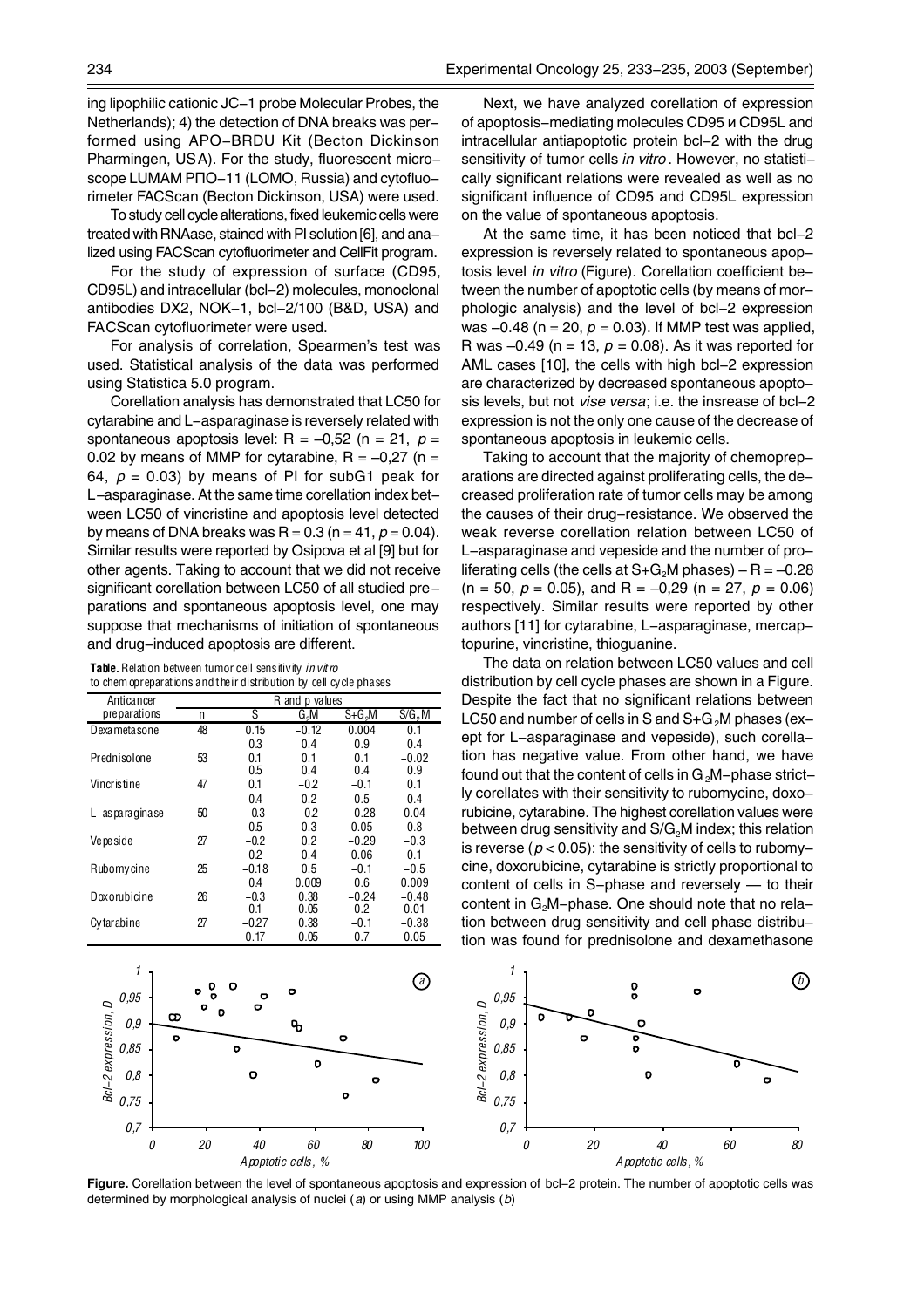ing lipophilic cationic JC–1 probe Molecular Probes, the Netherlands); 4) the detection of DNA breaks was performed using APO–BRDU Kit (Becton Dickinson Pharmingen, USA). For the study, fluorescent microscope LUMAM РПО–11 (LOMO, Russia) and cytofluorimeter FACScan (Becton Dickinson, USA) were used.

To study cell cycle alterations, fixed leukemic cells were treated with RNAase, stained with PI solution [6], and analized using FACScan cytofluorimeter and CellFit program.

For the study of expression of surface (CD95, CD95L) and intracellular (bcl–2) molecules, monoclonal antibodies DX2, NOK–1, bcl–2/100 (B&D, USA) and FACScan cytofluorimeter were used.

For analysis of correlation, Spearmen's test was used. Statistical analysis of the data was performed using Statistica 5.0 program.

Corellation analysis has demonstrated that LC50 for cytarabine and L–asparaginase is reversely related with spontaneous apoptosis level: R = –0,52 (n = 21, $p$ = 0.02 by means of MMP for cytarabine, R = –0,27 (n = 64, $p$ = 0.03) by means of PI for subG1 peak for L–asparaginase. At the same time corellation index between LC50 of vincristine and apoptosis level detected by means of DNA breaks was R = 0.3 (n = 41, $p$ = 0.04). Similar results were reported by Osipova et al [9] but for other agents. Taking to account that we did not receive significant corellation between LC50 of all studied preparations and spontaneous apoptosis level, one may suppose that mechanisms of initiation of spontaneous and drug–induced apoptosis are different.

**Table.** Relation between tumor cell sensitivity *in vitro* to chemopreparations and their distribution by cell cycle phases

| Anticancer preparations | R and p values | | | | |
|---|---|---|---|---|---|
| | n | S | $G_2M$ | $S+G_2M$ | $S/G_2M$ |
| Dexametasone | 48 | 0.15 | –0.12 | 0.004 | 0.1 |
| | | 0.3 | 0.4 | 0.9 | 0.4 |
| Prednisolone | 53 | 0.1 | 0.1 | 0.1 | –0.02 |
| | | 0.5 | 0.4 | 0.4 | 0.9 |
| Vincristine | 47 | 0.1 | –0.2 | –0.1 | 0.1 |
| | | 0.4 | 0.2 | 0.5 | 0.4 |
| L–asparaginase | 50 | –0.3 | –0.2 | –0.28 | 0.04 |
| | | 0.5 | 0.3 | 0.05 | 0.8 |
| Vepeside | 27 | –0.2 | 0.2 | –0.29 | –0.3 |
| | | 0.2 | 0.4 | 0.06 | 0.1 |
| Rubomycine | 25 | –0.18 | 0.5 | –0.1 | –0.5 |
| | | 0.4 | 0.009 | 0.6 | 0.009 |
| Doxorubicine | 26 | –0.3 | 0.38 | –0.24 | –0.48 |
| | | 0.1 | 0.05 | 0.2 | 0.01 |
| Cytarabine | 27 | –0.27 | 0.38 | –0.1 | –0.38 |
| | | 0.17 | 0.05 | 0.7 | 0.05 |

Next, we have analyzed corellation of expression of apoptosis–mediating molecules CD95 и CD95L and intracellular antiapoptotic protein bcl–2 with the drug sensitivity of tumor cells *in vitro*. However, no statistically significant relations were revealed as well as no significant influence of CD95 and CD95L expression on the value of spontaneous apoptosis.

At the same time, it has been noticed that bcl–2 expression is reversely related to spontaneous apoptosis level *in vitro* (Figure). Corellation coefficient between the number of apoptotic cells (by means of morphologic analysis) and the level of bcl–2 expression was –0.48 (n = 20, $p$ = 0.03). If MMP test was applied, R was –0.49 (n = 13, $p$ = 0.08). As it was reported for AML cases [10], the cells with high bcl–2 expression are characterized by decreased spontaneous apoptosis levels, but not *vise versa*; i.e. the insrease of bcl–2 expression is not the only one cause of the decrease of spontaneous apoptosis in leukemic cells.

Taking to account that the majority of chemopreparations are directed against proliferating cells, the decreased proliferation rate of tumor cells may be among the causes of their drug–resistance. We observed the weak reverse corellation relation between LC50 of L–asparaginase and vepeside and the number of proliferating cells (the cells at $S+G_2M$ phases) – R = –0.28 (n = 50, $p$ = 0.05), and R = –0,29 (n = 27, $p$ = 0.06) respectively. Similar results were reported by other authors [11] for cytarabine, L–asparaginase, mercaptopurine, vincristine, thioguanine.

The data on relation between LC50 values and cell distribution by cell cycle phases are shown in a Figure. Despite the fact that no significant relations between LC50 and number of cells in S and $S+G_2M$ phases (except for L–asparaginase and vepeside), such corellation has negative value. From other hand, we have found out that the content of cells in $G_2M$–phase strictly corellates with their sensitivity to rubomycine, doxorubicine, cytarabine. The highest corellation values were between drug sensitivity and $S/G_2M$ index; this relation is reverse ($p < 0.05$): the sensitivity of cells to rubomycine, doxorubicine, cytarabine is strictly proportional to content of cells in S–phase and reversely — to their content in $G_2M$–phase. One should note that no relation between drug sensitivity and cell phase distribution was found for prednisolone and dexamethasone

**Figure.** Corellation between the level of spontaneous apoptosis and expression of bcl–2 protein. The number of apoptotic cells was determined by morphological analysis of nuclei (*a*) or using MMP analysis (*b*)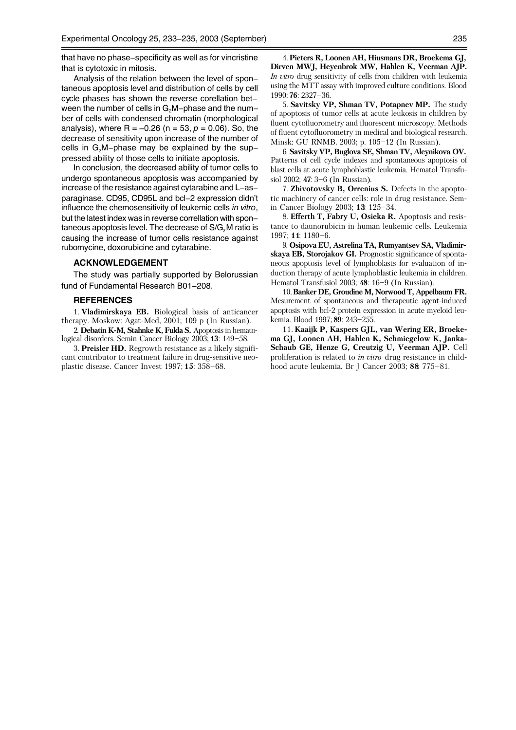that have no phase–specificity as well as for vincristine that is cytotoxic in mitosis.

Analysis of the relation between the level of spontaneous apoptosis level and distribution of cells by cell cycle phases has shown the reverse corellation between the number of cells in $G_2M$–phase and the number of cells with condensed chromatin (morphological analysis), where $R = -0.26$ ($n = 53$, $p = 0.06$). So, the decrease of sensitivity upon increase of the number of cells in $G_2M$–phase may be explained by the suppressed ability of those cells to initiate apoptosis.

In conclusion, the decreased ability of tumor cells to undergo spontaneous apoptosis was accompanied by increase of the resistance against cytarabine and L–asparaginase. CD95, CD95L and bcl–2 expression didn't influence the chemosensitivity of leukemic cells *in vitro*, but the latest index was in reverse correllation with spontaneous apoptosis level. The decrease of $S/G_2M$ ratio is causing the increase of tumor cells resistance against rubomycine, doxorubicine and cytarabine.

## ACKNOWLEDGEMENT

The study was partially supported by Belorussian fund of Fundamental Research B01–208.

## REFERENCES

1. **Vladimirskaya EB.** Biological basis of anticancer therapy. Moskow: Agat-Med, 2001; 109 p (In Russian).

2. **Debatin K-M, Stahnke K, Fulda S.** Apoptosis in hematological disorders. Semin Cancer Biology 2003; **13**: 149–58.

3. **Preisler HD.** Regrowth resistance as a likely significant contributor to treatment failure in drug-sensitive neoplastic disease. Cancer Invest 1997; **15**: 358–68.

4. **Pieters R, Loonen AH, Hiusmans DR, Broekema GJ, Dirven MWJ, Heyenbrok MW, Hahlen K, Veerman AJP.** *In vitro* drug sensitivity of cells from children with leukemia using the MTT assay with improved culture conditions. Blood 1990; **76**: 2327–36.

5. **Savitsky VP, Shman TV, Potapnev MP.** The study of apoptosis of tumor cells at acute leukosis in children by fluent cytofluorometry and fluorescent microscopy. Methods of fluent cytofluorometry in medical and biological research. Minsk: GU RNMB, 2003; p. 105–12 (In Russian).

6. **Savitsky VP, Buglova SE, Shman TV, Aleynikova OV.** Patterns of cell cycle indexes and spontaneous apoptosis of blast cells at acute lymphoblastic leukemia. Hematol Transfusiol 2002; **47**: 3–6 (In Russian).

7. **Zhivotovsky B, Orrenius S.** Defects in the apoptotic machinery of cancer cells: role in drug resistance. Semin Cancer Biology 2003; **13**: 125–34.

8. **Efferth T, Fabry U, Osieka R.** Apoptosis and resistance to daunorubicin in human leukemic cells. Leukemia 1997; **11**: 1180–6.

9. **Osipova EU, Astrelina TA, Rumyantsev SA, Vladimirskaya EB, Storojakov GI.** Prognostic significance of spontaneous apoptosis level of lymphoblasts for evaluation of induction therapy of acute lymphoblastic leukemia in children. Hematol Transfusiol 2003; **48**: 16–9 (In Russian).

10. **Banker DE, Groudine M, Norwood T, Appelbaum FR.** Mesurement of spontaneous and therapeutic agent-induced apoptosis with bcl-2 protein expression in acute myeloid leukemia. Blood 1997; **89**: 243–255.

11. **Kaaijk P, Kaspers GJL, van Wering ER, Broekema GJ, Loonen AH, Hahlen K, Schmiegelow K, Janka-Schaub GE, Henze G, Creutzig U, Veerman AJP.** Cell proliferation is related to *in vitro* drug resistance in childhood acute leukemia. Br J Cancer 2003; **88**: 775–81.